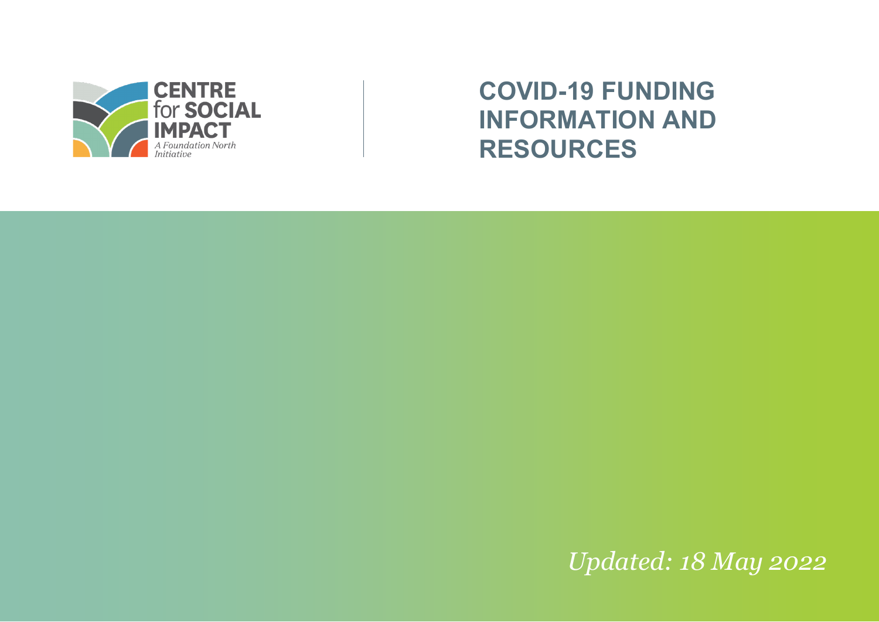CENTRE for SOCIAL IMPACT

*A Foundation North Initiative*

# COVID-19 FUNDING INFORMATION AND RESOURCES

*Updated: 18 May 2022*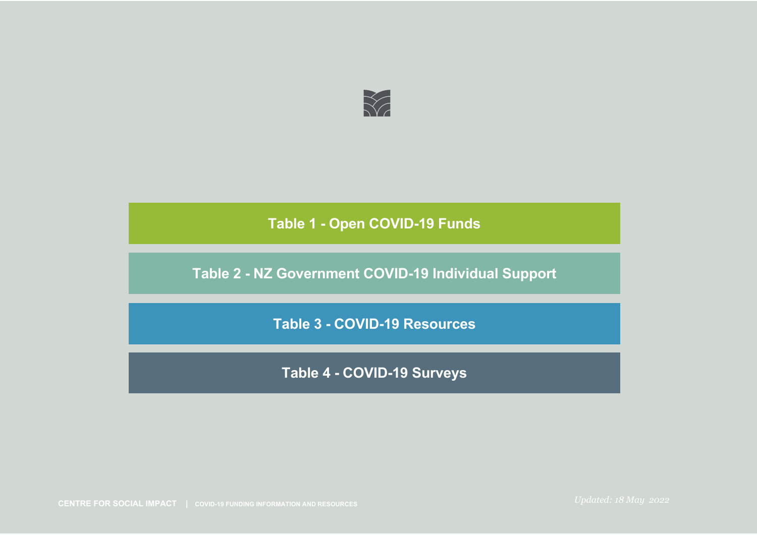## Table 1 - Open COVID-19 Funds

## Table 2 - NZ Government COVID-19 Individual Support

## Table 3 - COVID-19 Resources

## Table 4 - COVID-19 Surveys

*Updated: 18 May 2022*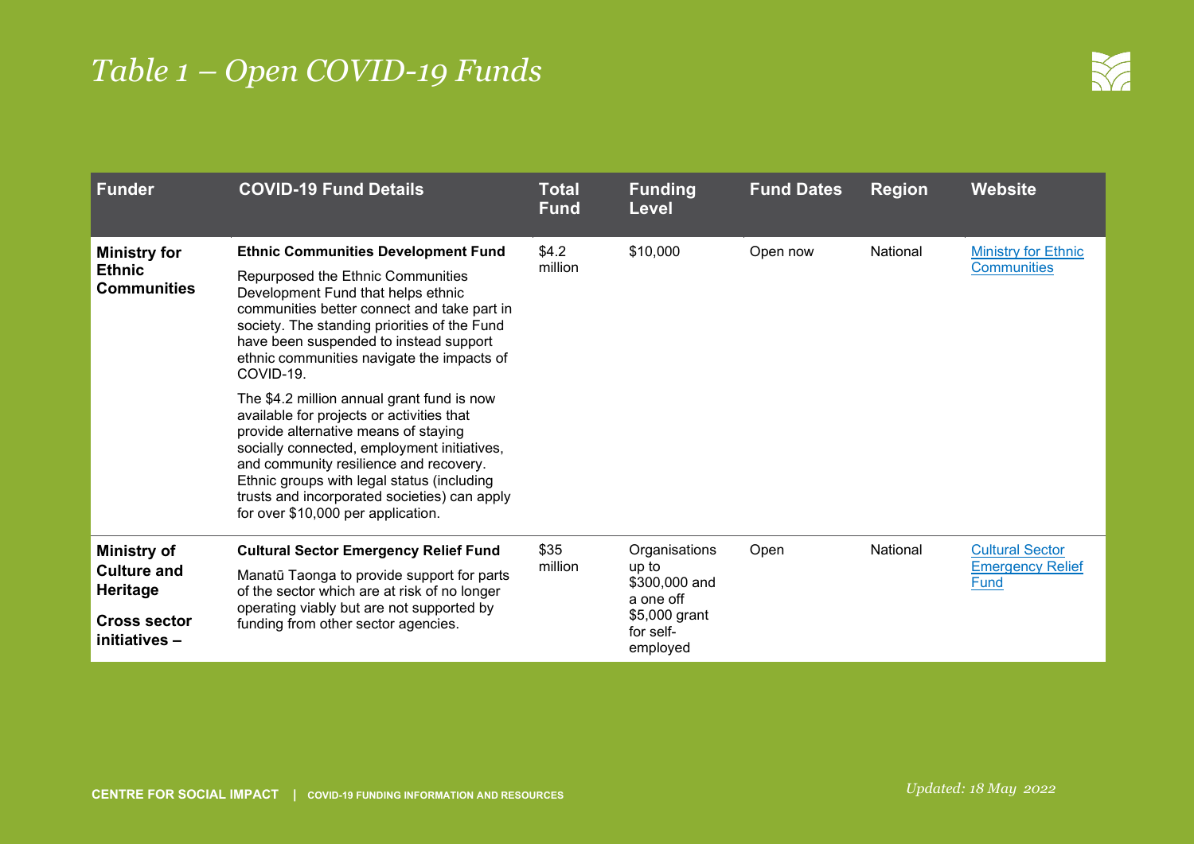# *Table 1 – Open COVID-19 Funds*

| Funder | COVID-19 Fund Details | Total Fund | Funding Level | Fund Dates | Region | Website |
|---|---|---|---|---|---|---|
| **Ministry for Ethnic Communities** | **Ethnic Communities Development Fund**<br>Repurposed the Ethnic Communities Development Fund that helps ethnic communities better connect and take part in society. The standing priorities of the Fund have been suspended to instead support ethnic communities navigate the impacts of COVID-19.<br>The $4.2 million annual grant fund is now available for projects or activities that provide alternative means of staying socially connected, employment initiatives, and community resilience and recovery. Ethnic groups with legal status (including trusts and incorporated societies) can apply for over $10,000 per application. | $4.2 million | $10,000 | Open now | National | Ministry for Ethnic Communities |
| **Ministry of Culture and Heritage**<br>**Cross sector initiatives –** | **Cultural Sector Emergency Relief Fund**<br>Manatū Taonga to provide support for parts of the sector which are at risk of no longer operating viably but are not supported by funding from other sector agencies. | $35 million | Organisations up to $300,000 and a one off $5,000 grant for self-employed | Open | National | Cultural Sector Emergency Relief Fund |

*Updated: 18 May 2022*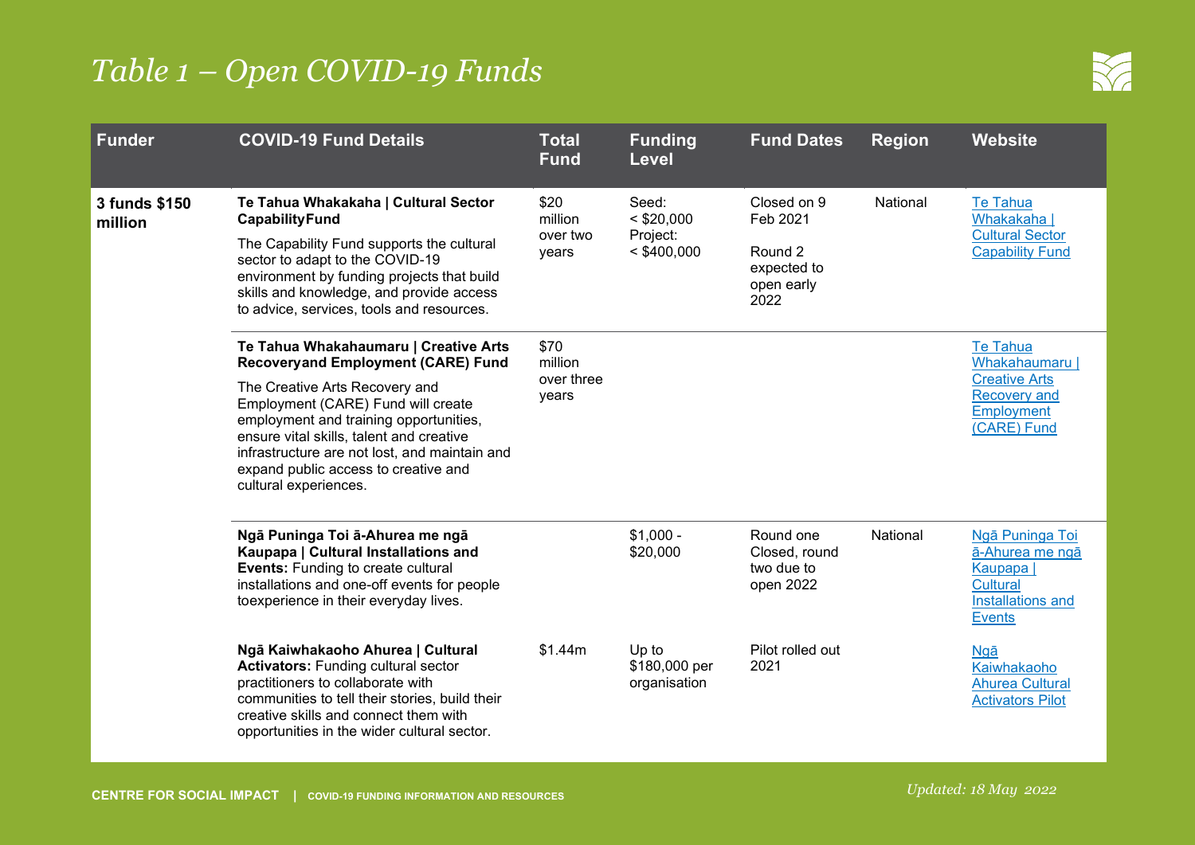# *Table 1 – Open COVID-19 Funds*

| Funder | COVID-19 Fund Details | Total Fund | Funding Level | Fund Dates | Region | Website |
|---|---|---|---|---|---|---|
| **3 funds $150 million** | **Te Tahua Whakakaha \| Cultural Sector CapabilityFund**<br><br>The Capability Fund supports the cultural sector to adapt to the COVID-19 environment by funding projects that build skills and knowledge, and provide access to advice, services, tools and resources. | $20 million over two years | Seed: < $20,000<br>Project: < $400,000 | Closed on 9 Feb 2021<br><br>Round 2 expected to open early 2022 | National | [Te Tahua Whakakaha \| Cultural Sector Capability Fund] |
| | **Te Tahua Whakahaumaru \| Creative Arts Recoveryand Employment (CARE) Fund**<br><br>The Creative Arts Recovery and Employment (CARE) Fund will create employment and training opportunities, ensure vital skills, talent and creative infrastructure are not lost, and maintain and expand public access to creative and cultural experiences. | $70 million over three years | | | | [Te Tahua Whakahaumaru \| Creative Arts Recovery and Employment (CARE) Fund] |
| | **Ngā Puninga Toi ā-Ahurea me ngā Kaupapa \| Cultural Installations and Events:** Funding to create cultural installations and one-off events for people toexperience in their everyday lives. | | $1,000 - $20,000 | Round one Closed, round two due to open 2022 | National | [Ngā Puninga Toi ā-Ahurea me ngā Kaupapa \| Cultural Installations and Events] |
| | **Ngā Kaiwhakaoho Ahurea \| Cultural Activators:** Funding cultural sector practitioners to collaborate with communities to tell their stories, build their creative skills and connect them with opportunities in the wider cultural sector. | $1.44m | Up to $180,000 per organisation | Pilot rolled out 2021 | | [Ngā Kaiwhakaoho Ahurea Cultural Activators Pilot] |

*Updated: 18 May 2022*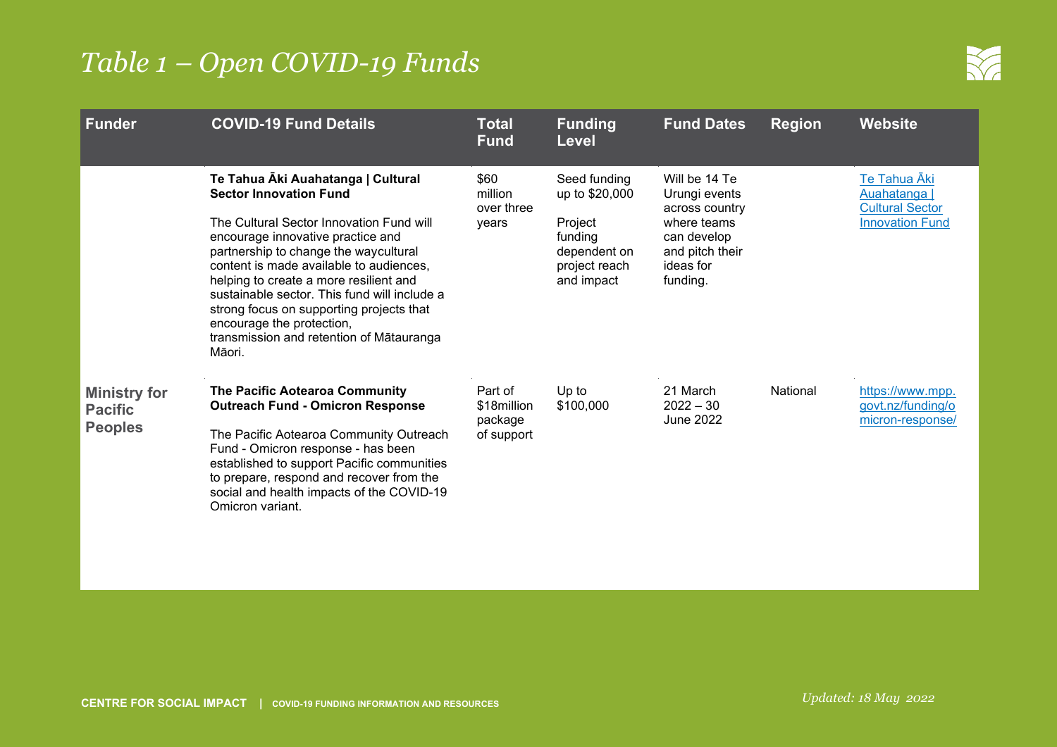# *Table 1 – Open COVID-19 Funds*

| Funder | COVID-19 Fund Details | Total Fund | Funding Level | Fund Dates | Region | Website |
|---|---|---|---|---|---|---|
| | **Te Tahua Āki Auahatanga \| Cultural Sector Innovation Fund**<br><br>The Cultural Sector Innovation Fund will encourage innovative practice and partnership to change the waycultural content is made available to audiences, helping to create a more resilient and sustainable sector. This fund will include a strong focus on supporting projects that encourage the protection, transmission and retention of Mātauranga Māori. | $60 million over three years | Seed funding up to $20,000<br><br>Project funding dependent on project reach and impact | Will be 14 Te Urungi events across country where teams can develop and pitch their ideas for funding. | | [Te Tahua Āki Auahatanga \| Cultural Sector Innovation Fund]() |
| **Ministry for Pacific Peoples** | **The Pacific Aotearoa Community Outreach Fund - Omicron Response**<br><br>The Pacific Aotearoa Community Outreach Fund - Omicron response - has been established to support Pacific communities to prepare, respond and recover from the social and health impacts of the COVID-19 Omicron variant. | Part of $18million package of support | Up to $100,000 | 21 March 2022 – 30 June 2022 | National | [https://www.mpp.govt.nz/funding/omicron-response/](https://www.mpp.govt.nz/funding/omicron-response/) |

*Updated: 18 May 2022*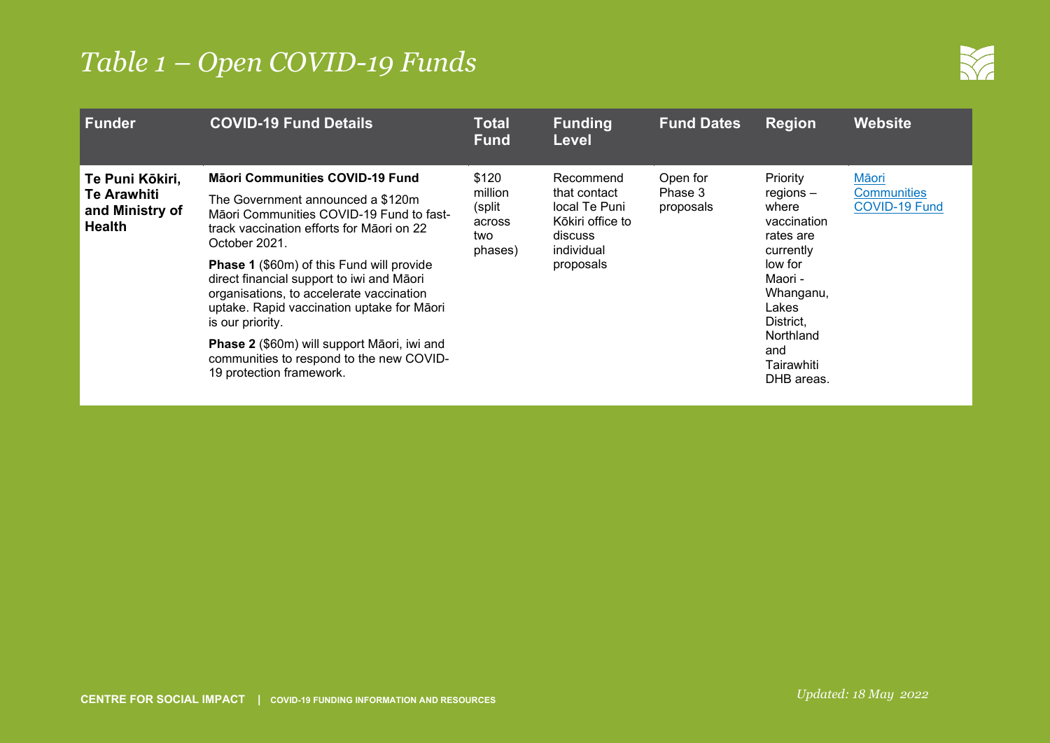# *Table 1 – Open COVID-19 Funds*

| Funder | COVID-19 Fund Details | Total Fund | Funding Level | Fund Dates | Region | Website |
|---|---|---|---|---|---|---|
| **Te Puni Kōkiri, Te Arawhiti and Ministry of Health** | **Māori Communities COVID-19 Fund**<br><br>The Government announced a $120m Māori Communities COVID-19 Fund to fast-track vaccination efforts for Māori on 22 October 2021.<br><br>**Phase 1** ($60m) of this Fund will provide direct financial support to iwi and Māori organisations, to accelerate vaccination uptake. Rapid vaccination uptake for Māori is our priority.<br><br>**Phase 2** ($60m) will support Māori, iwi and communities to respond to the new COVID-19 protection framework. | $120 million (split across two phases) | Recommend that contact local Te Puni Kōkiri office to discuss individual proposals | Open for Phase 3 proposals | Priority regions – where vaccination rates are currently low for Maori - Whanganu, Lakes District, Northland and Tairawhiti DHB areas. | Māori Communities COVID-19 Fund |

*Updated: 18 May 2022*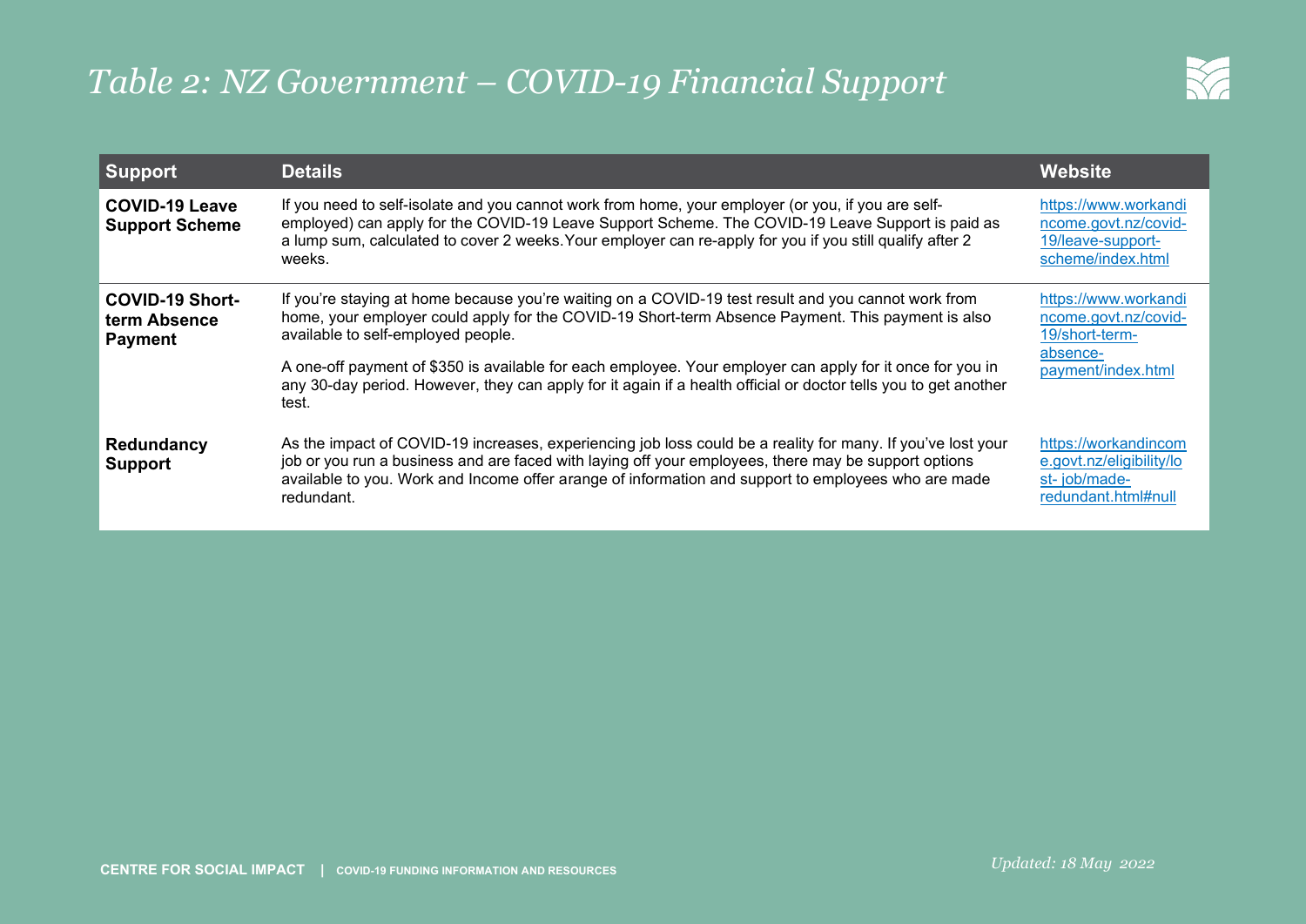# Table 2: NZ Government – COVID-19 Financial Support

| Support | Details | Website |
|---|---|---|
| **COVID-19 Leave Support Scheme** | If you need to self-isolate and you cannot work from home, your employer (or you, if you are self-employed) can apply for the COVID-19 Leave Support Scheme. The COVID-19 Leave Support is paid as a lump sum, calculated to cover 2 weeks.Your employer can re-apply for you if you still qualify after 2 weeks. | https://www.workandincome.govt.nz/covid-19/leave-support-scheme/index.html |
| **COVID-19 Short-term Absence Payment** | If you're staying at home because you're waiting on a COVID-19 test result and you cannot work from home, your employer could apply for the COVID-19 Short-term Absence Payment. This payment is also available to self-employed people.<br><br>A one-off payment of $350 is available for each employee. Your employer can apply for it once for you in any 30-day period. However, they can apply for it again if a health official or doctor tells you to get another test. | https://www.workandincome.govt.nz/covid-19/short-term-absence-payment/index.html |
| **Redundancy Support** | As the impact of COVID-19 increases, experiencing job loss could be a reality for many. If you've lost your job or you run a business and are faced with laying off your employees, there may be support options available to you. Work and Income offer arange of information and support to employees who are made redundant. | https://workandincome.govt.nz/eligibility/lost- job/made-redundant.html#null |

**CENTRE FOR SOCIAL IMPACT** | **COVID-19 FUNDING INFORMATION AND RESOURCES**

*Updated: 18 May 2022*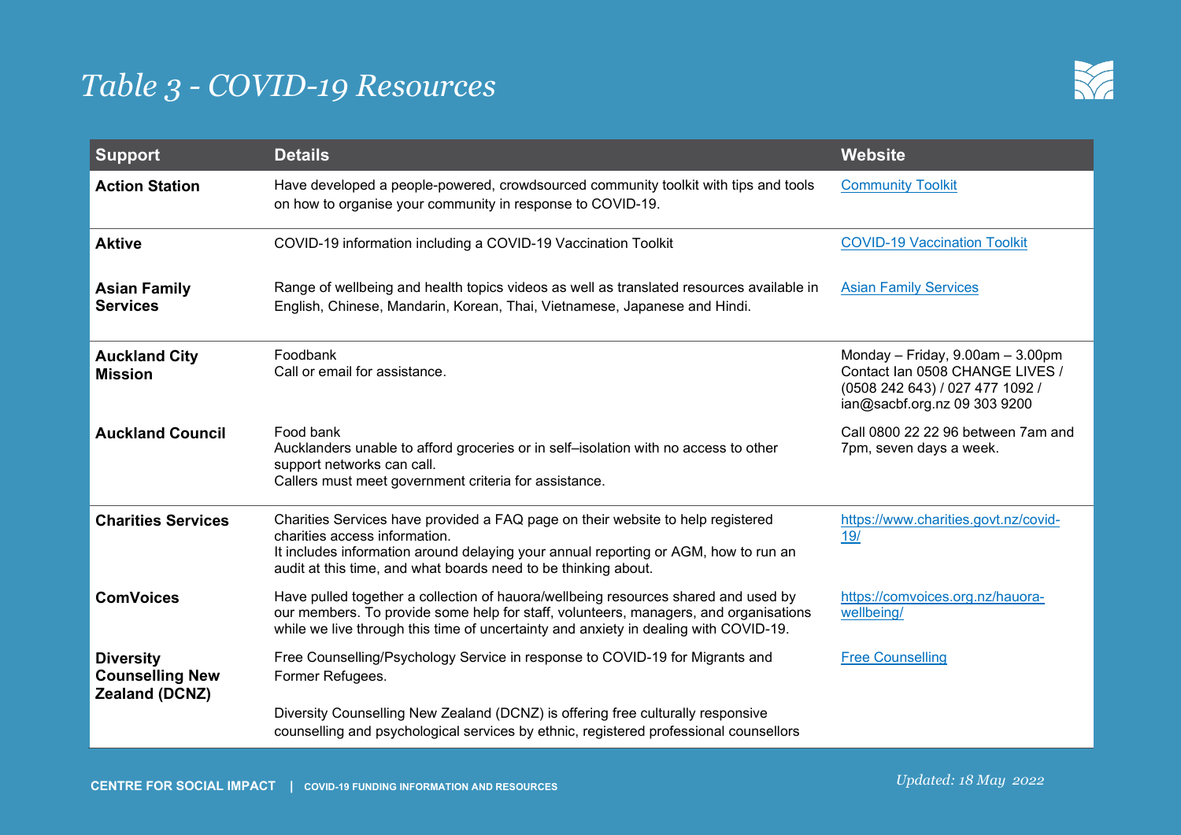# *Table 3 - COVID-19 Resources*

| Support | Details | Website |
|---|---|---|
| **Action Station** | Have developed a people-powered, crowdsourced community toolkit with tips and tools on how to organise your community in response to COVID-19. | Community Toolkit |
| **Aktive** | COVID-19 information including a COVID-19 Vaccination Toolkit | COVID-19 Vaccination Toolkit |
| **Asian Family Services** | Range of wellbeing and health topics videos as well as translated resources available in English, Chinese, Mandarin, Korean, Thai, Vietnamese, Japanese and Hindi. | Asian Family Services |
| **Auckland City Mission** | Foodbank<br>Call or email for assistance. | Monday – Friday, 9.00am – 3.00pm<br>Contact Ian 0508 CHANGE LIVES / (0508 242 643) / 027 477 1092 / ian@sacbf.org.nz 09 303 9200 |
| **Auckland Council** | Food bank<br>Aucklanders unable to afford groceries or in self–isolation with no access to other support networks can call.<br>Callers must meet government criteria for assistance. | Call 0800 22 22 96 between 7am and 7pm, seven days a week. |
| **Charities Services** | Charities Services have provided a FAQ page on their website to help registered charities access information.<br>It includes information around delaying your annual reporting or AGM, how to run an audit at this time, and what boards need to be thinking about. | https://www.charities.govt.nz/covid-19/ |
| **ComVoices** | Have pulled together a collection of hauora/wellbeing resources shared and used by our members. To provide some help for staff, volunteers, managers, and organisations while we live through this time of uncertainty and anxiety in dealing with COVID-19. | https://comvoices.org.nz/hauora-wellbeing/ |
| **Diversity Counselling New Zealand (DCNZ)** | Free Counselling/Psychology Service in response to COVID-19 for Migrants and Former Refugees.<br><br>Diversity Counselling New Zealand (DCNZ) is offering free culturally responsive counselling and psychological services by ethnic, registered professional counsellors | Free Counselling |

*Updated: 18 May 2022*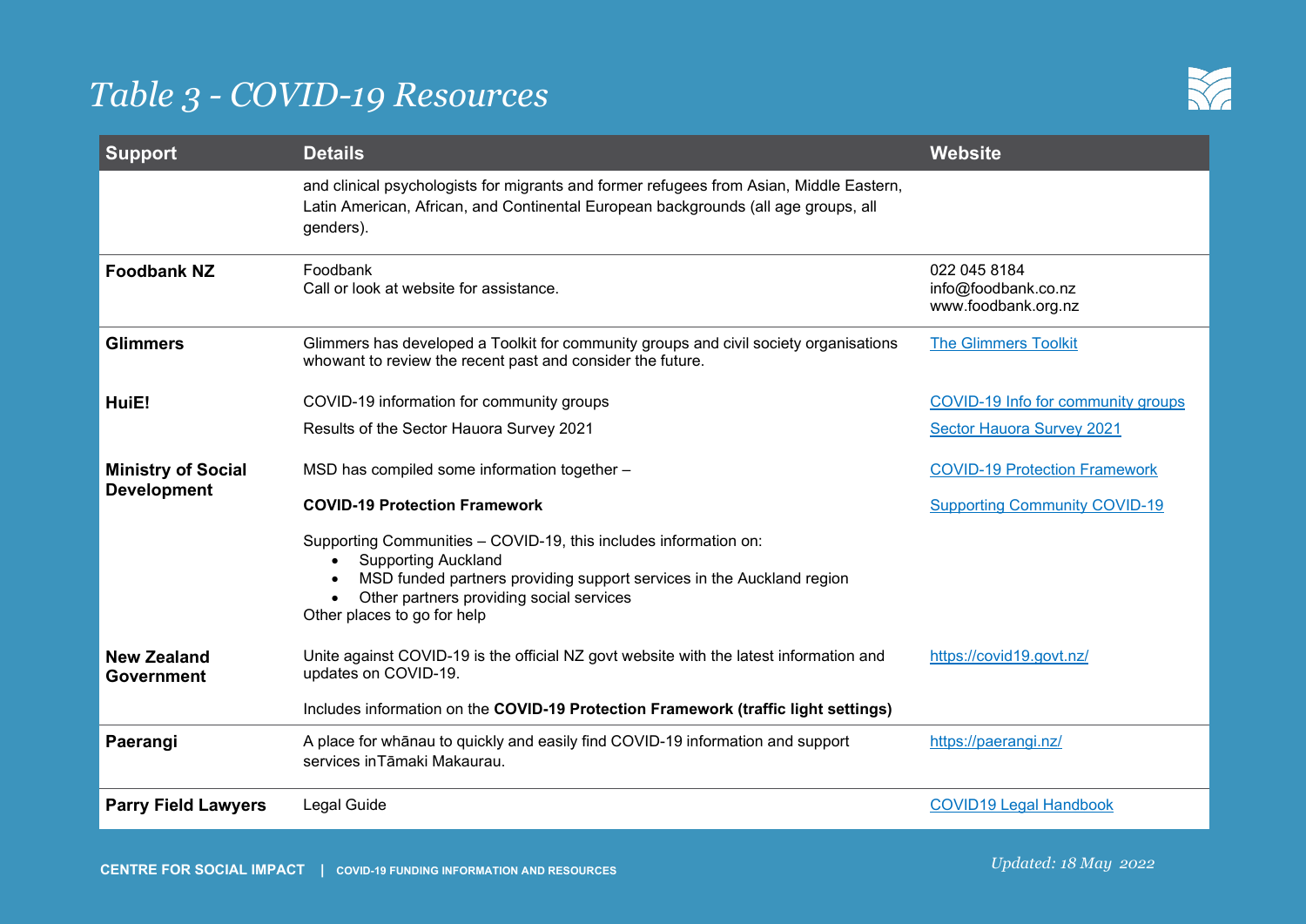# Table 3 - COVID-19 Resources

| Support | Details | Website |
|---|---|---|
| | and clinical psychologists for migrants and former refugees from Asian, Middle Eastern, Latin American, African, and Continental European backgrounds (all age groups, all genders). | |
| **Foodbank NZ** | Foodbank<br>Call or look at website for assistance. | 022 045 8184<br>info@foodbank.co.nz<br>www.foodbank.org.nz |
| **Glimmers** | Glimmers has developed a Toolkit for community groups and civil society organisations whowant to review the recent past and consider the future. | The Glimmers Toolkit |
| **HuiE!** | COVID-19 information for community groups<br>Results of the Sector Hauora Survey 2021 | COVID-19 Info for community groups<br>Sector Hauora Survey 2021 |
| **Ministry of Social Development** | MSD has compiled some information together –<br>**COVID-19 Protection Framework**<br>Supporting Communities – COVID-19, this includes information on:<br>• Supporting Auckland<br>• MSD funded partners providing support services in the Auckland region<br>• Other partners providing social services<br>Other places to go for help | COVID-19 Protection Framework<br>Supporting Community COVID-19 |
| **New Zealand Government** | Unite against COVID-19 is the official NZ govt website with the latest information and updates on COVID-19.<br>Includes information on the **COVID-19 Protection Framework (traffic light settings)** | https://covid19.govt.nz/ |
| **Paerangi** | A place for whānau to quickly and easily find COVID-19 information and support services inTāmaki Makaurau. | https://paerangi.nz/ |
| **Parry Field Lawyers** | Legal Guide | COVID19 Legal Handbook |

CENTRE FOR SOCIAL IMPACT | COVID-19 FUNDING INFORMATION AND RESOURCES

*Updated: 18 May 2022*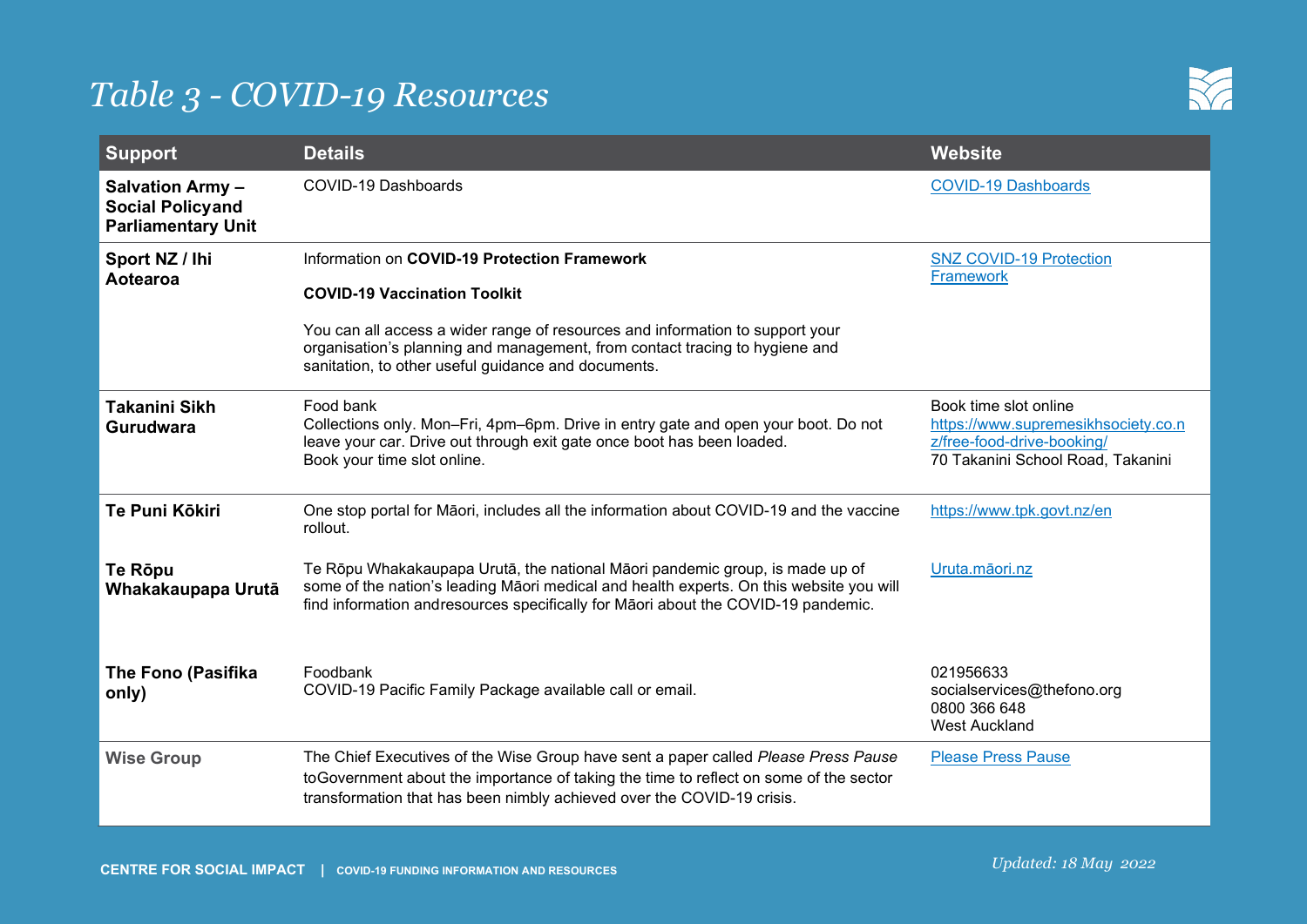# *Table 3 - COVID-19 Resources*

| Support | Details | Website |
|---|---|---|
| **Salvation Army – Social Policyand Parliamentary Unit** | COVID-19 Dashboards | COVID-19 Dashboards |
| **Sport NZ / Ihi Aotearoa** | Information on **COVID-19 Protection Framework**<br><br>**COVID-19 Vaccination Toolkit**<br><br>You can all access a wider range of resources and information to support your organisation's planning and management, from contact tracing to hygiene and sanitation, to other useful guidance and documents. | SNZ COVID-19 Protection Framework |
| **Takanini Sikh Gurudwara** | Food bank<br>Collections only. Mon–Fri, 4pm–6pm. Drive in entry gate and open your boot. Do not leave your car. Drive out through exit gate once boot has been loaded.<br>Book your time slot online. | Book time slot online<br>https://www.supremesikhsociety.co.nz/free-food-drive-booking/<br>70 Takanini School Road, Takanini |
| **Te Puni Kōkiri** | One stop portal for Māori, includes all the information about COVID-19 and the vaccine rollout. | https://www.tpk.govt.nz/en |
| **Te Rōpu Whakakaupapa Urutā** | Te Rōpu Whakakaupapa Urutā, the national Māori pandemic group, is made up of some of the nation's leading Māori medical and health experts. On this website you will find information andresources specifically for Māori about the COVID-19 pandemic. | Uruta.māori.nz |
| **The Fono (Pasifika only)** | Foodbank<br>COVID-19 Pacific Family Package available call or email. | 021956633<br>socialservices@thefono.org<br>0800 366 648<br>West Auckland |
| **Wise Group** | The Chief Executives of the Wise Group have sent a paper called *Please Press Pause* toGovernment about the importance of taking the time to reflect on some of the sector transformation that has been nimbly achieved over the COVID-19 crisis. | Please Press Pause |

*Updated: 18 May 2022*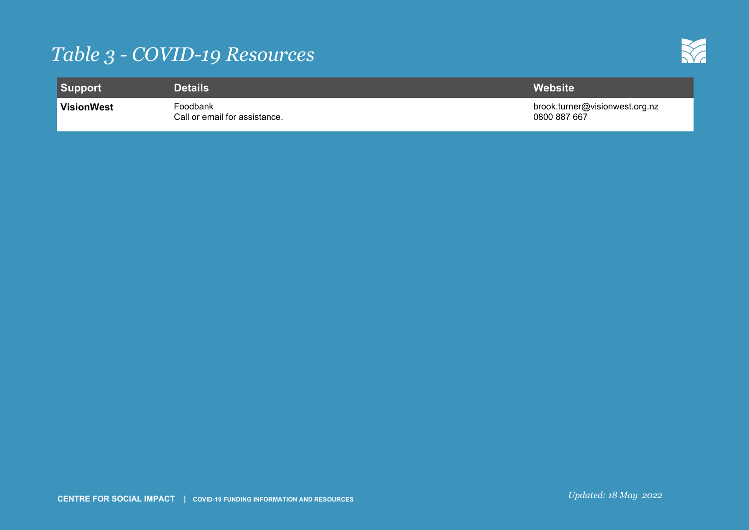# *Table 3 - COVID-19 Resources*

| Support | Details | Website |
| --- | --- | --- |
| **VisionWest** | Foodbank<br>Call or email for assistance. | brook.turner@visionwest.org.nz<br>0800 887 667 |

*Updated: 18 May 2022*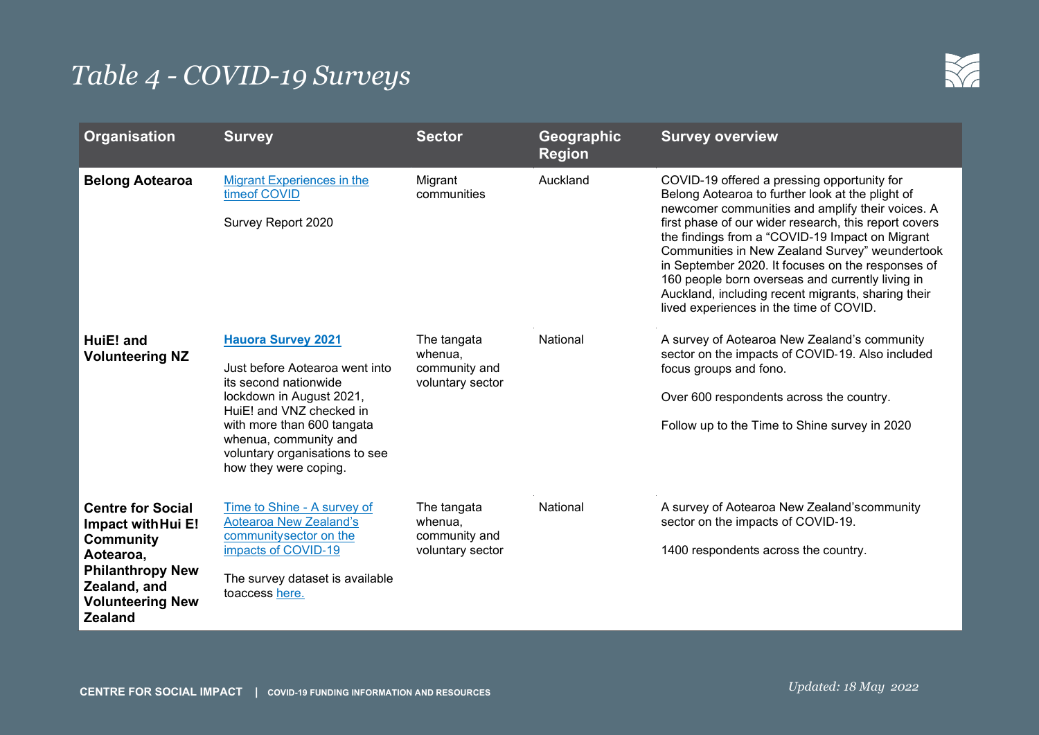# *Table 4 - COVID-19 Surveys*

| Organisation | Survey | Sector | Geographic Region | Survey overview |
|---|---|---|---|---|
| **Belong Aotearoa** | Migrant Experiences in the timeof COVID<br><br>Survey Report 2020 | Migrant communities | Auckland | COVID-19 offered a pressing opportunity for Belong Aotearoa to further look at the plight of newcomer communities and amplify their voices. A first phase of our wider research, this report covers the findings from a "COVID-19 Impact on Migrant Communities in New Zealand Survey" weundertook in September 2020. It focuses on the responses of 160 people born overseas and currently living in Auckland, including recent migrants, sharing their lived experiences in the time of COVID. |
| **HuiE! and Volunteering NZ** | **Hauora Survey 2021**<br><br>Just before Aotearoa went into its second nationwide lockdown in August 2021, HuiE! and VNZ checked in with more than 600 tangata whenua, community and voluntary organisations to see how they were coping. | The tangata whenua, community and voluntary sector | National | A survey of Aotearoa New Zealand's community sector on the impacts of COVID-19. Also included focus groups and fono.<br><br>Over 600 respondents across the country.<br><br>Follow up to the Time to Shine survey in 2020 |
| **Centre for Social Impact withHui E! Community Aotearoa, Philanthropy New Zealand, and Volunteering New Zealand** | Time to Shine - A survey of Aotearoa New Zealand's communitysector on the impacts of COVID-19<br><br>The survey dataset is available toaccess here. | The tangata whenua, community and voluntary sector | National | A survey of Aotearoa New Zealand'scommunity sector on the impacts of COVID-19.<br><br>1400 respondents across the country. |

*Updated: 18 May 2022*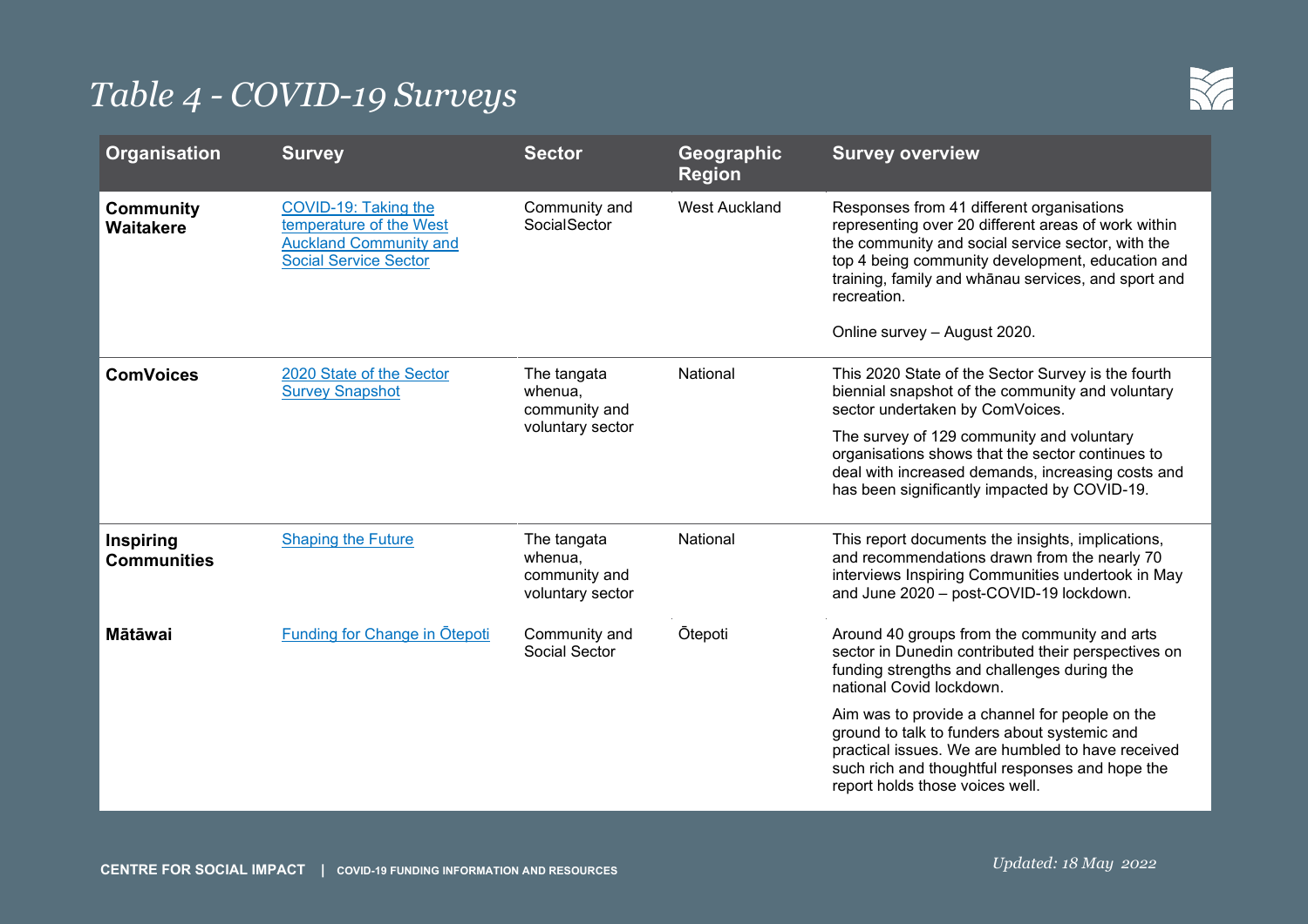# *Table 4 - COVID-19 Surveys*

| Organisation | Survey | Sector | Geographic Region | Survey overview |
|---|---|---|---|---|
| **Community Waitakere** | COVID-19: Taking the temperature of the West Auckland Community and Social Service Sector | Community and SocialSector | West Auckland | Responses from 41 different organisations representing over 20 different areas of work within the community and social service sector, with the top 4 being community development, education and training, family and whānau services, and sport and recreation.<br><br>Online survey – August 2020. |
| **ComVoices** | 2020 State of the Sector Survey Snapshot | The tangata whenua, community and voluntary sector | National | This 2020 State of the Sector Survey is the fourth biennial snapshot of the community and voluntary sector undertaken by ComVoices.<br><br>The survey of 129 community and voluntary organisations shows that the sector continues to deal with increased demands, increasing costs and has been significantly impacted by COVID-19. |
| **Inspiring Communities** | Shaping the Future | The tangata whenua, community and voluntary sector | National | This report documents the insights, implications, and recommendations drawn from the nearly 70 interviews Inspiring Communities undertook in May and June 2020 – post-COVID-19 lockdown. |
| **Mātāwai** | Funding for Change in Ōtepoti | Community and Social Sector | Ōtepoti | Around 40 groups from the community and arts sector in Dunedin contributed their perspectives on funding strengths and challenges during the national Covid lockdown.<br><br>Aim was to provide a channel for people on the ground to talk to funders about systemic and practical issues. We are humbled to have received such rich and thoughtful responses and hope the report holds those voices well. |

*Updated: 18 May 2022*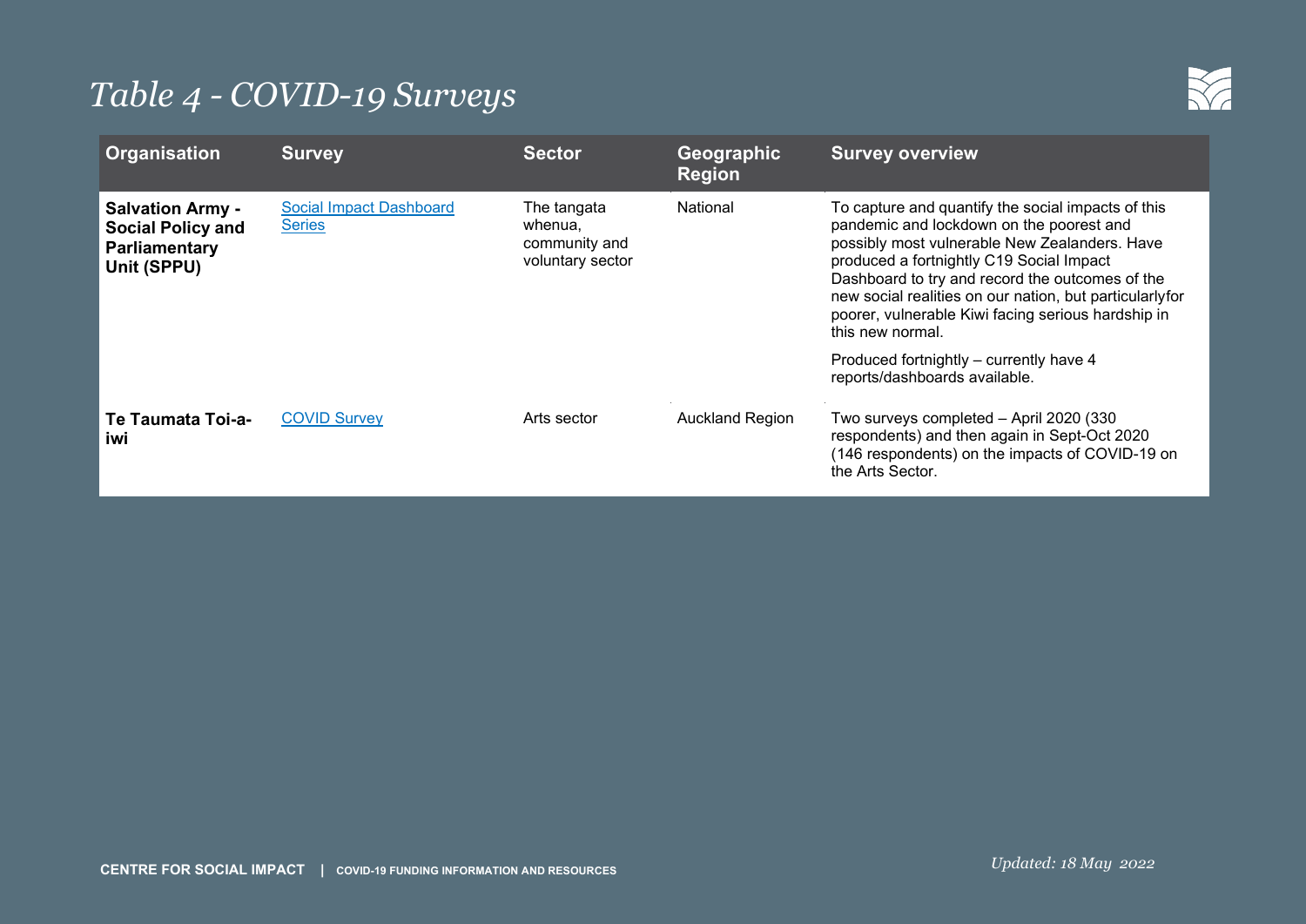# *Table 4 - COVID-19 Surveys*

| Organisation | Survey | Sector | Geographic Region | Survey overview |
|---|---|---|---|---|
| **Salvation Army - Social Policy and Parliamentary Unit (SPPU)** | Social Impact Dashboard Series | The tangata whenua, community and voluntary sector | National | To capture and quantify the social impacts of this pandemic and lockdown on the poorest and possibly most vulnerable New Zealanders. Have produced a fortnightly C19 Social Impact Dashboard to try and record the outcomes of the new social realities on our nation, but particularlyfor poorer, vulnerable Kiwi facing serious hardship in this new normal. Produced fortnightly – currently have 4 reports/dashboards available. |
| **Te Taumata Toi-a-iwi** | COVID Survey | Arts sector | Auckland Region | Two surveys completed – April 2020 (330 respondents) and then again in Sept-Oct 2020 (146 respondents) on the impacts of COVID-19 on the Arts Sector. |

*Updated: 18 May 2022*